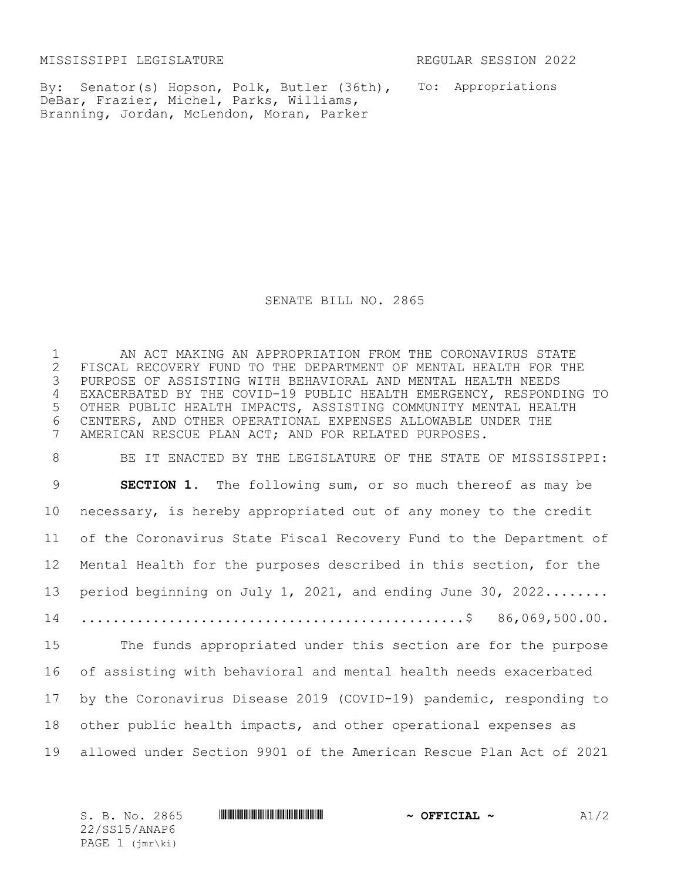MISSISSIPPI LEGISLATURE REGULAR SESSION 2022

By: Senator(s) Hopson, Polk, Butler (36th), DeBar, Frazier, Michel, Parks, Williams, Branning, Jordan, McLendon, Moran, Parker

To: Appropriations

# SENATE BILL NO. 2865

AN ACT MAKING AN APPROPRIATION FROM THE CORONAVIRUS STATE FISCAL RECOVERY FUND TO THE DEPARTMENT OF MENTAL HEALTH FOR THE PURPOSE OF ASSISTING WITH BEHAVIORAL AND MENTAL HEALTH NEEDS EXACERBATED BY THE COVID-19 PUBLIC HEALTH EMERGENCY, RESPONDING TO OTHER PUBLIC HEALTH IMPACTS, ASSISTING COMMUNITY MENTAL HEALTH CENTERS, AND OTHER OPERATIONAL EXPENSES ALLOWABLE UNDER THE AMERICAN RESCUE PLAN ACT; AND FOR RELATED PURPOSES.

BE IT ENACTED BY THE LEGISLATURE OF THE STATE OF MISSISSIPPI:

**SECTION 1.** The following sum, or so much thereof as may be necessary, is hereby appropriated out of any money to the credit of the Coronavirus State Fiscal Recovery Fund to the Department of Mental Health for the purposes described in this section, for the period beginning on July 1, 2021, and ending June 30, 2022............................................................$ 86,069,500.00.

The funds appropriated under this section are for the purpose of assisting with behavioral and mental health needs exacerbated by the Coronavirus Disease 2019 (COVID-19) pandemic, responding to other public health impacts, and other operational expenses as allowed under Section 9901 of the American Rescue Plan Act of 2021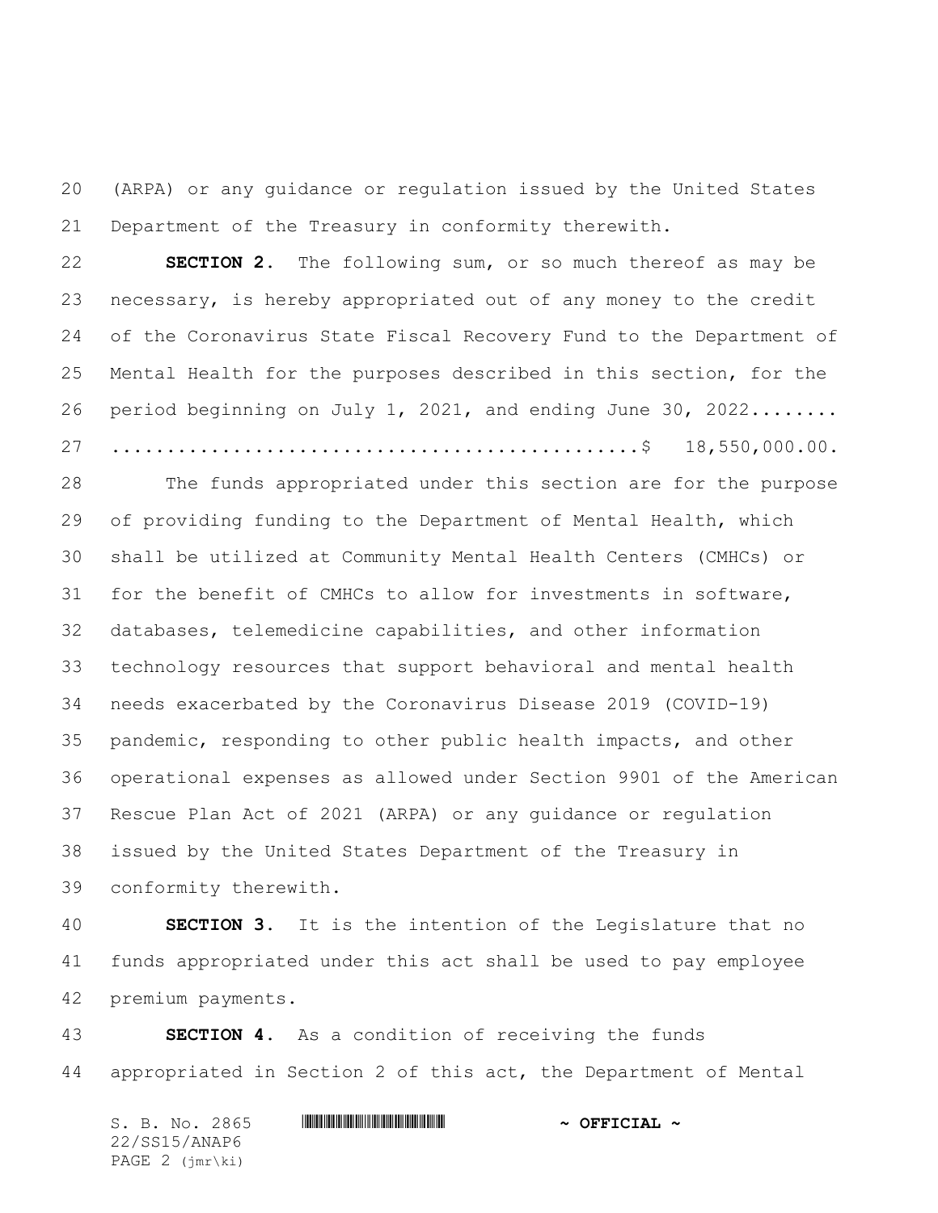(ARPA) or any guidance or regulation issued by the United States Department of the Treasury in conformity therewith.

**SECTION 2.** The following sum, or so much thereof as may be necessary, is hereby appropriated out of any money to the credit of the Coronavirus State Fiscal Recovery Fund to the Department of Mental Health for the purposes described in this section, for the period beginning on July 1, 2021, and ending June 30, 2022........ ..............................................$ 18,550,000.00.

The funds appropriated under this section are for the purpose of providing funding to the Department of Mental Health, which shall be utilized at Community Mental Health Centers (CMHCs) or for the benefit of CMHCs to allow for investments in software, databases, telemedicine capabilities, and other information technology resources that support behavioral and mental health needs exacerbated by the Coronavirus Disease 2019 (COVID-19) pandemic, responding to other public health impacts, and other operational expenses as allowed under Section 9901 of the American Rescue Plan Act of 2021 (ARPA) or any guidance or regulation issued by the United States Department of the Treasury in conformity therewith.

**SECTION 3.** It is the intention of the Legislature that no funds appropriated under this act shall be used to pay employee premium payments.

**SECTION 4.** As a condition of receiving the funds appropriated in Section 2 of this act, the Department of Mental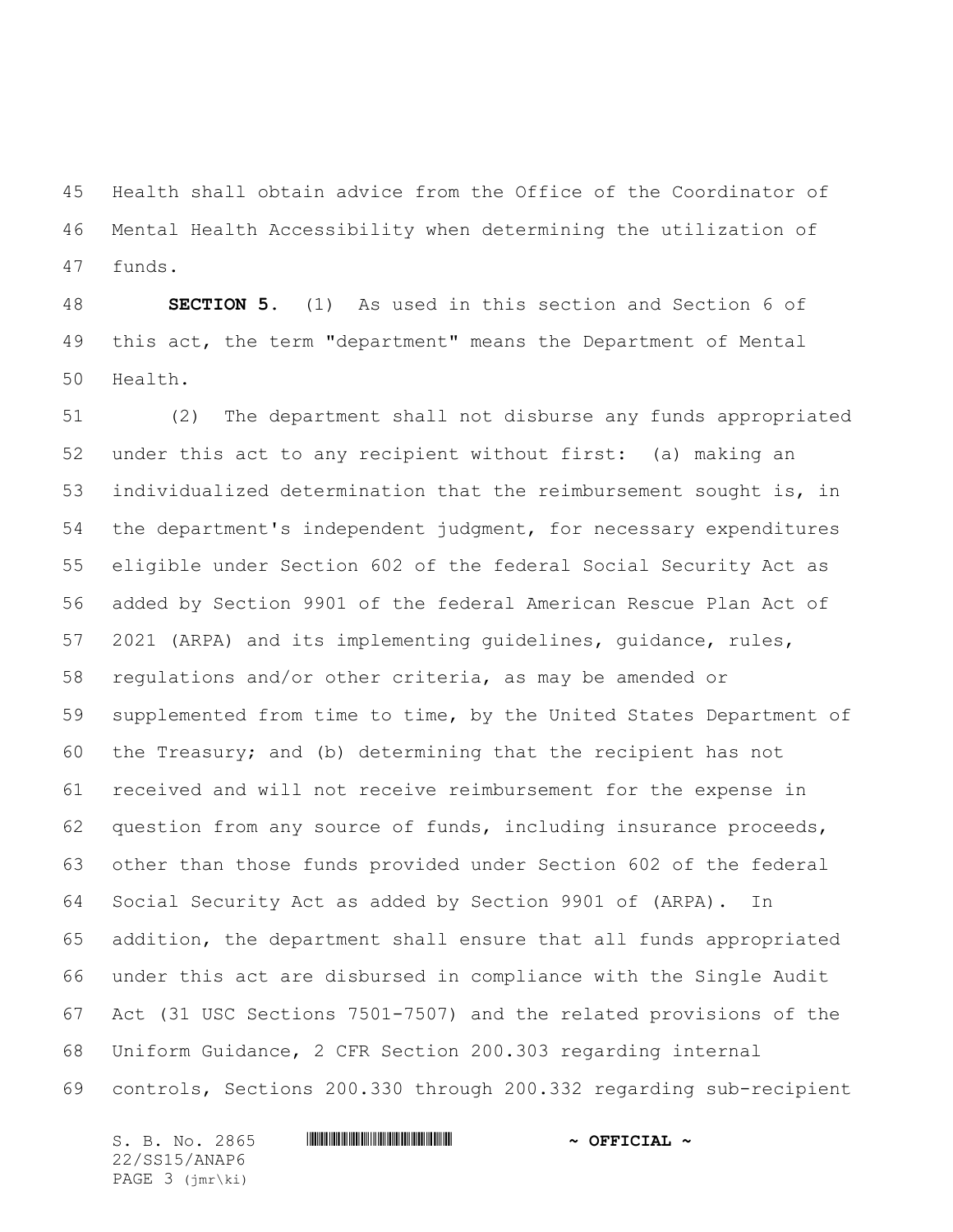Health shall obtain advice from the Office of the Coordinator of Mental Health Accessibility when determining the utilization of funds.

**SECTION 5.** (1) As used in this section and Section 6 of this act, the term "department" means the Department of Mental Health.

(2) The department shall not disburse any funds appropriated under this act to any recipient without first: (a) making an individualized determination that the reimbursement sought is, in the department's independent judgment, for necessary expenditures eligible under Section 602 of the federal Social Security Act as added by Section 9901 of the federal American Rescue Plan Act of 2021 (ARPA) and its implementing guidelines, guidance, rules, regulations and/or other criteria, as may be amended or supplemented from time to time, by the United States Department of the Treasury; and (b) determining that the recipient has not received and will not receive reimbursement for the expense in question from any source of funds, including insurance proceeds, other than those funds provided under Section 602 of the federal Social Security Act as added by Section 9901 of (ARPA). In addition, the department shall ensure that all funds appropriated under this act are disbursed in compliance with the Single Audit Act (31 USC Sections 7501-7507) and the related provisions of the Uniform Guidance, 2 CFR Section 200.303 regarding internal controls, Sections 200.330 through 200.332 regarding sub-recipient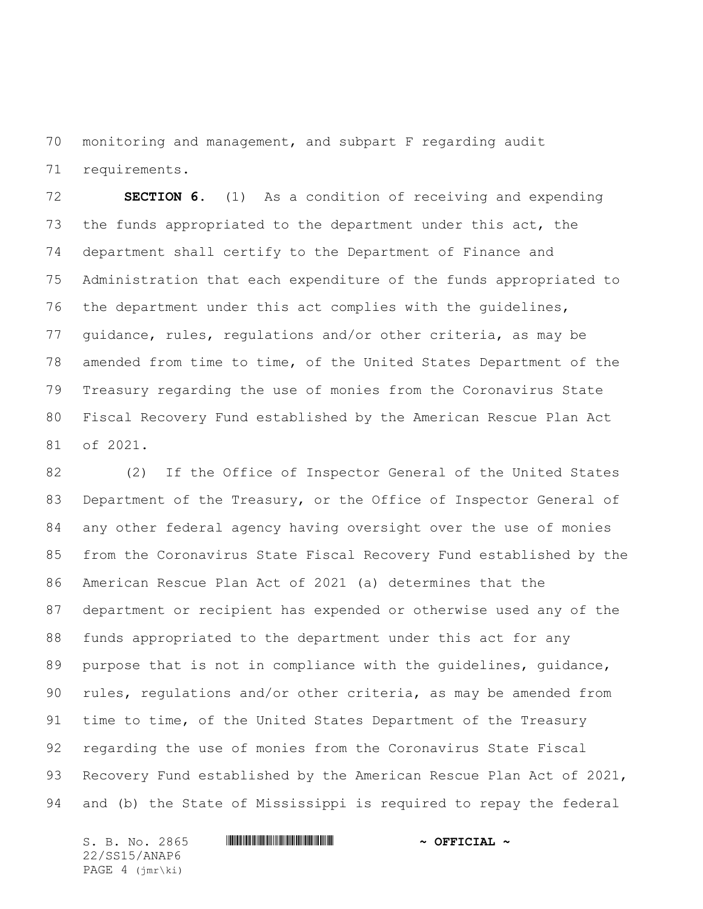monitoring and management, and subpart F regarding audit requirements.

**SECTION 6.** (1) As a condition of receiving and expending the funds appropriated to the department under this act, the department shall certify to the Department of Finance and Administration that each expenditure of the funds appropriated to the department under this act complies with the guidelines, guidance, rules, regulations and/or other criteria, as may be amended from time to time, of the United States Department of the Treasury regarding the use of monies from the Coronavirus State Fiscal Recovery Fund established by the American Rescue Plan Act of 2021.

(2) If the Office of Inspector General of the United States Department of the Treasury, or the Office of Inspector General of any other federal agency having oversight over the use of monies from the Coronavirus State Fiscal Recovery Fund established by the American Rescue Plan Act of 2021 (a) determines that the department or recipient has expended or otherwise used any of the funds appropriated to the department under this act for any purpose that is not in compliance with the guidelines, guidance, rules, regulations and/or other criteria, as may be amended from time to time, of the United States Department of the Treasury regarding the use of monies from the Coronavirus State Fiscal Recovery Fund established by the American Rescue Plan Act of 2021, and (b) the State of Mississippi is required to repay the federal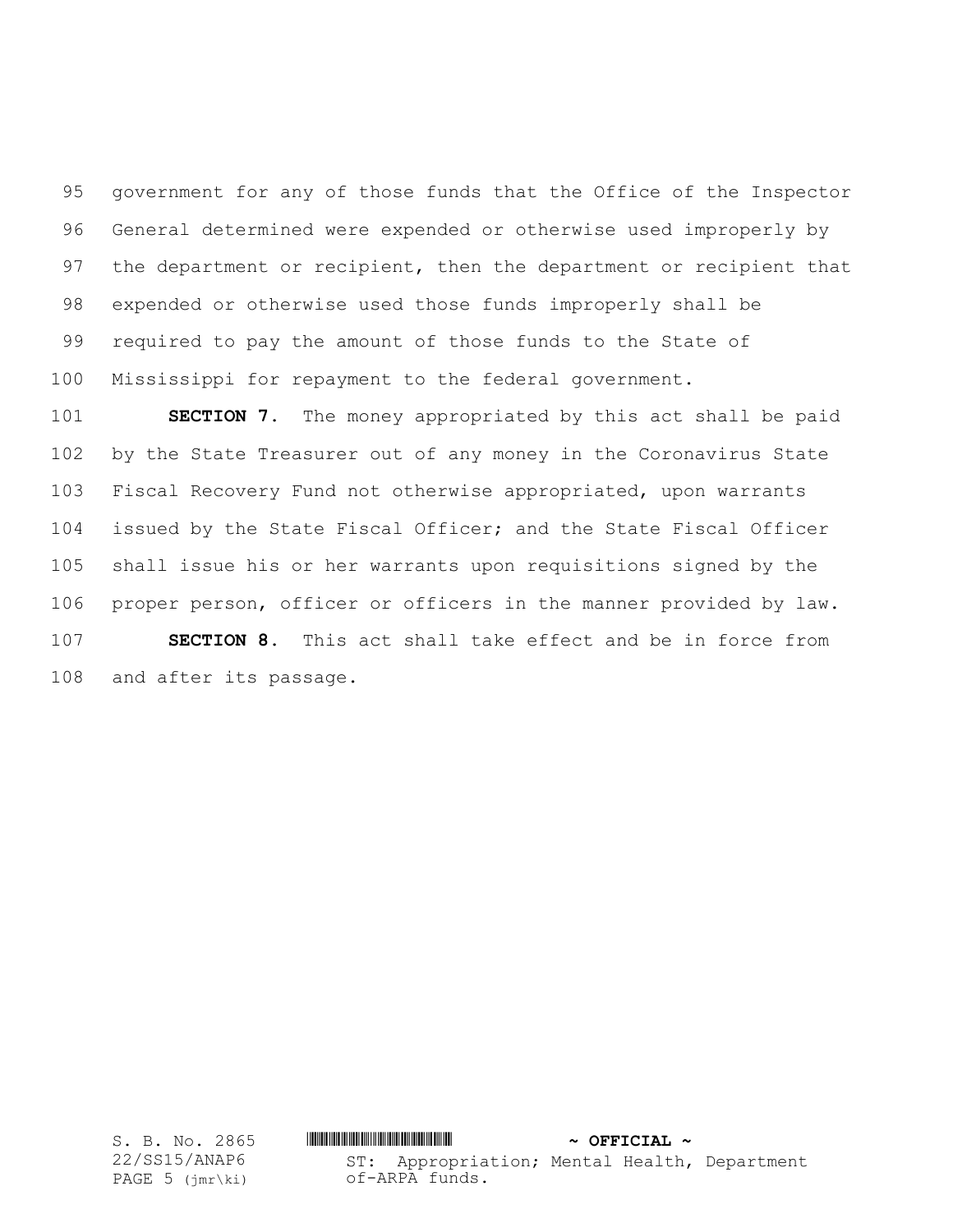government for any of those funds that the Office of the Inspector General determined were expended or otherwise used improperly by the department or recipient, then the department or recipient that expended or otherwise used those funds improperly shall be required to pay the amount of those funds to the State of Mississippi for repayment to the federal government.

**SECTION 7.** The money appropriated by this act shall be paid by the State Treasurer out of any money in the Coronavirus State Fiscal Recovery Fund not otherwise appropriated, upon warrants issued by the State Fiscal Officer; and the State Fiscal Officer shall issue his or her warrants upon requisitions signed by the proper person, officer or officers in the manner provided by law.

**SECTION 8.** This act shall take effect and be in force from and after its passage.